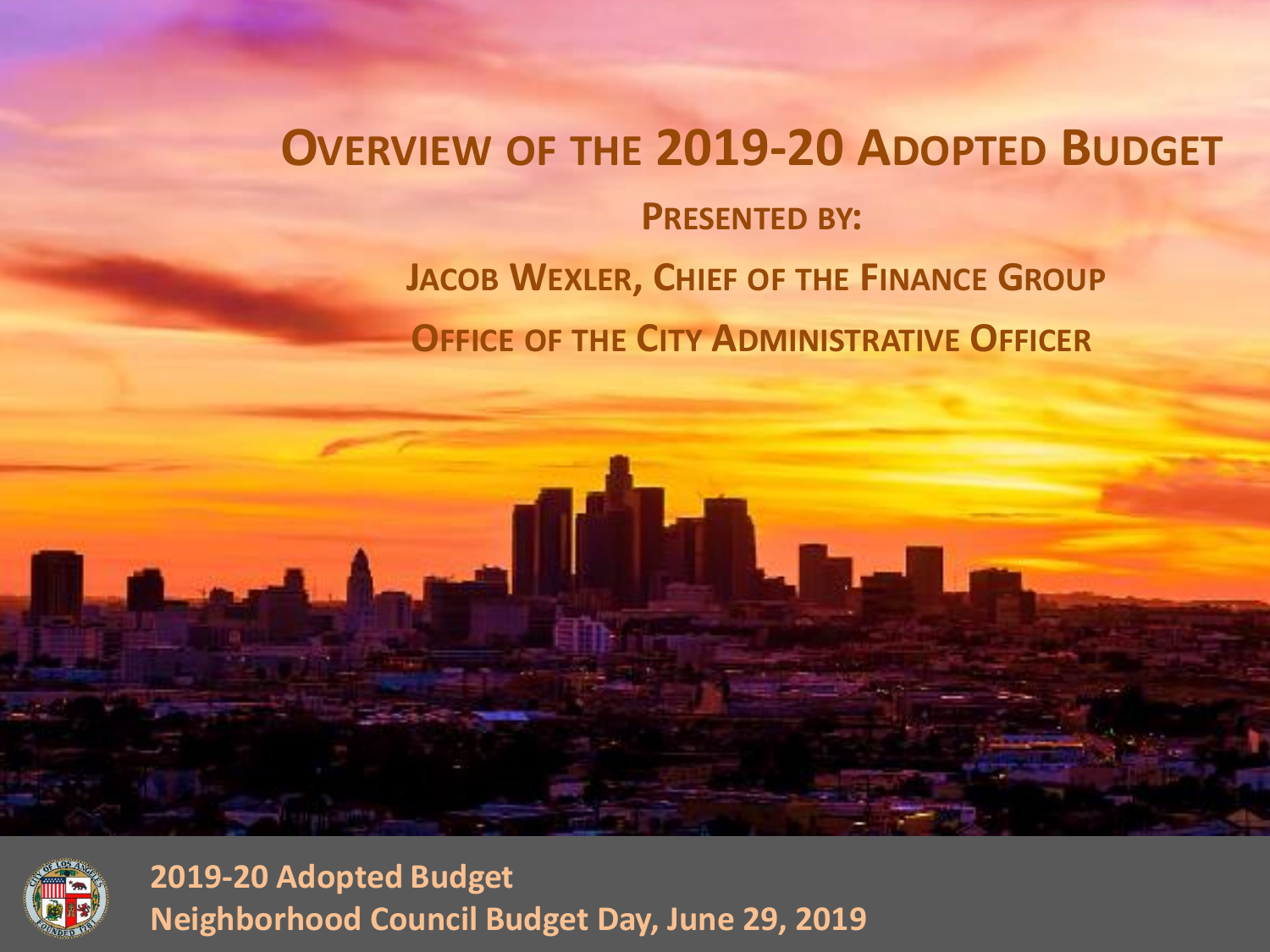# Overview of the 2019-20 Adopted Budget

**Presented by:**

**Jacob Wexler, Chief of the Finance Group**

**Office of the City Administrative Officer**

**2019-20 Adopted Budget**
**Neighborhood Council Budget Day, June 29, 2019**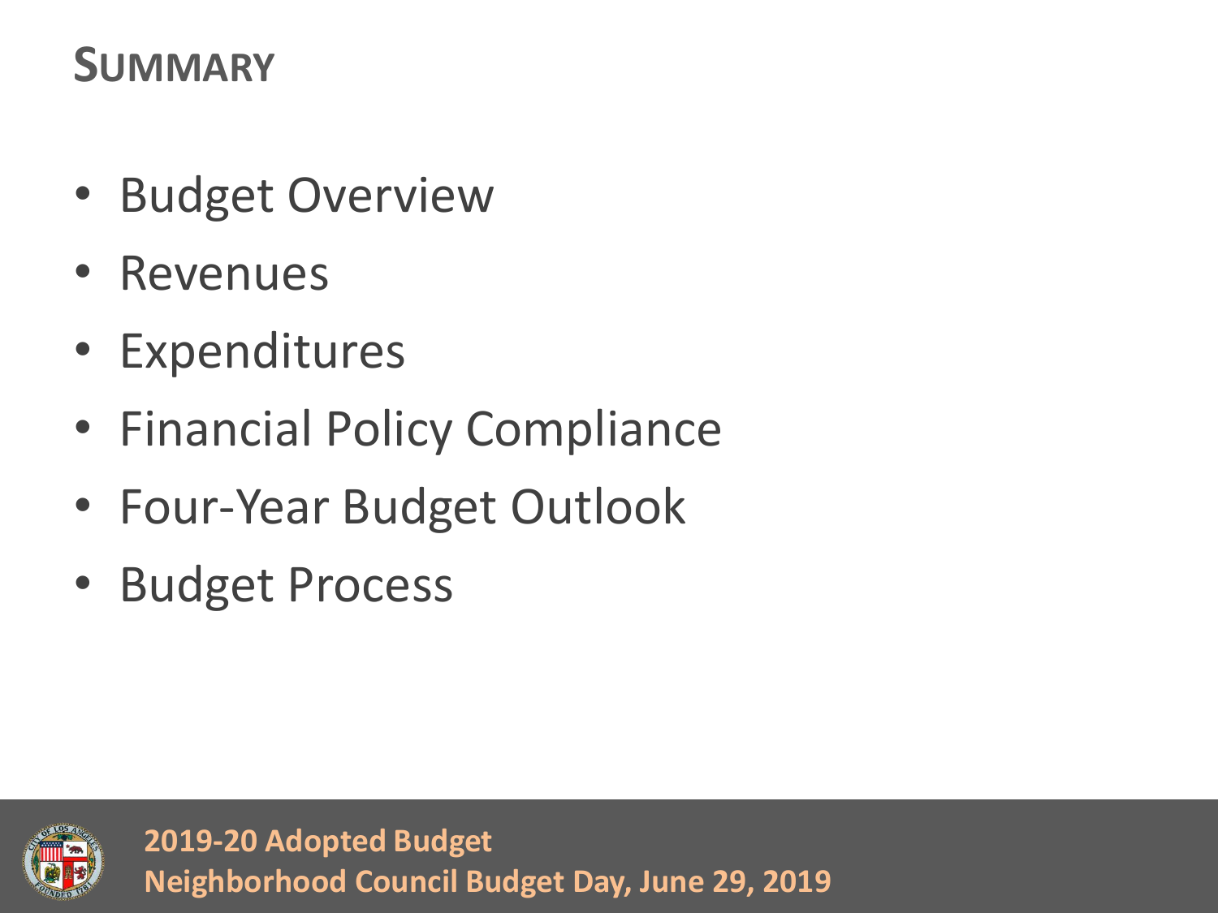# SUMMARY

- Budget Overview
- Revenues
- Expenditures
- Financial Policy Compliance
- Four-Year Budget Outlook
- Budget Process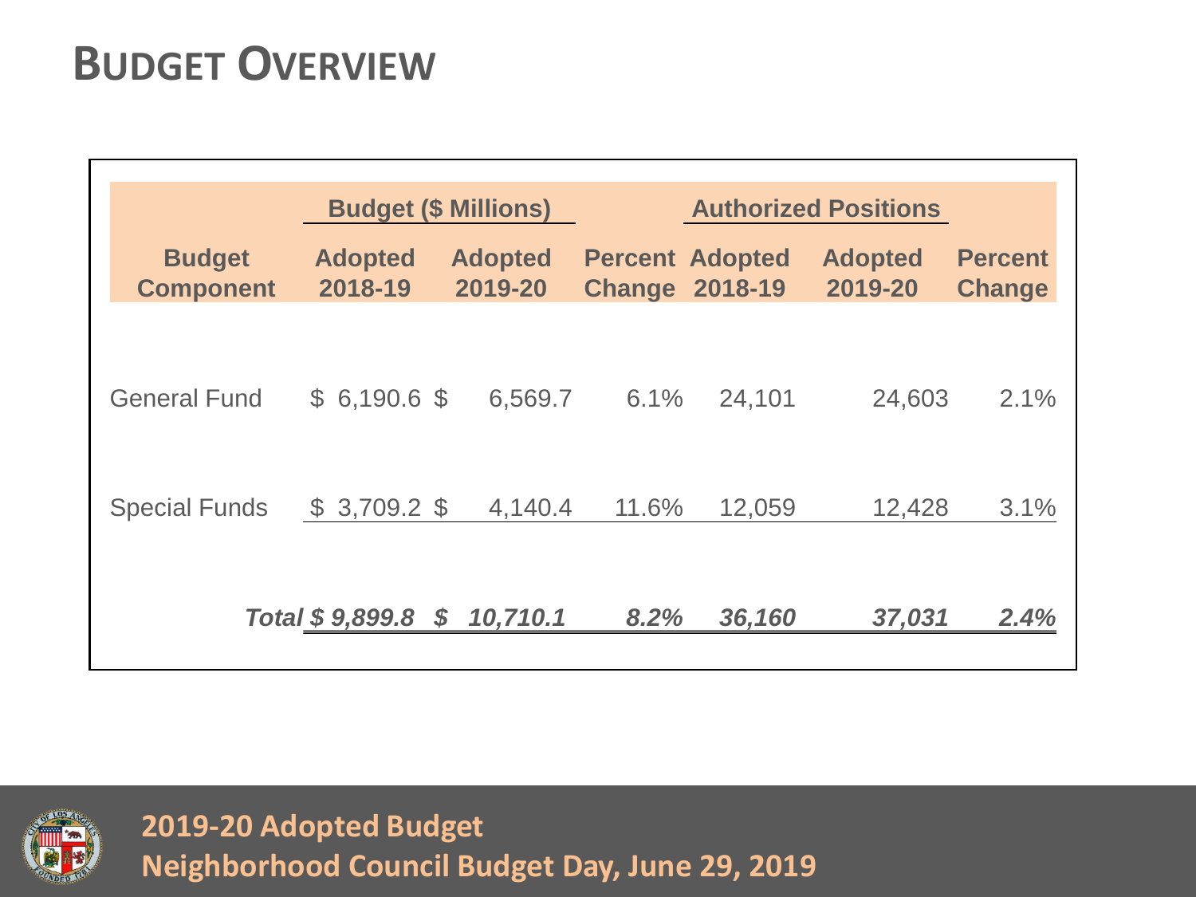# Budget Overview

| Budget Component | Budget ($ Millions) | | | Authorized Positions | | |
|---|---|---|---|---|---|---|
| | Adopted 2018-19 | Adopted 2019-20 | Percent Change | Adopted 2018-19 | Adopted 2019-20 | Percent Change |
| General Fund | $ 6,190.6 | $ 6,569.7 | 6.1% | 24,101 | 24,603 | 2.1% |
| Special Funds | $ 3,709.2 | $ 4,140.4 | 11.6% | 12,059 | 12,428 | 3.1% |
| ***Total*** | ***$ 9,899.8*** | ***$ 10,710.1*** | ***8.2%*** | ***36,160*** | ***37,031*** | ***2.4%*** |

**2019-20 Adopted Budget**
**Neighborhood Council Budget Day, June 29, 2019**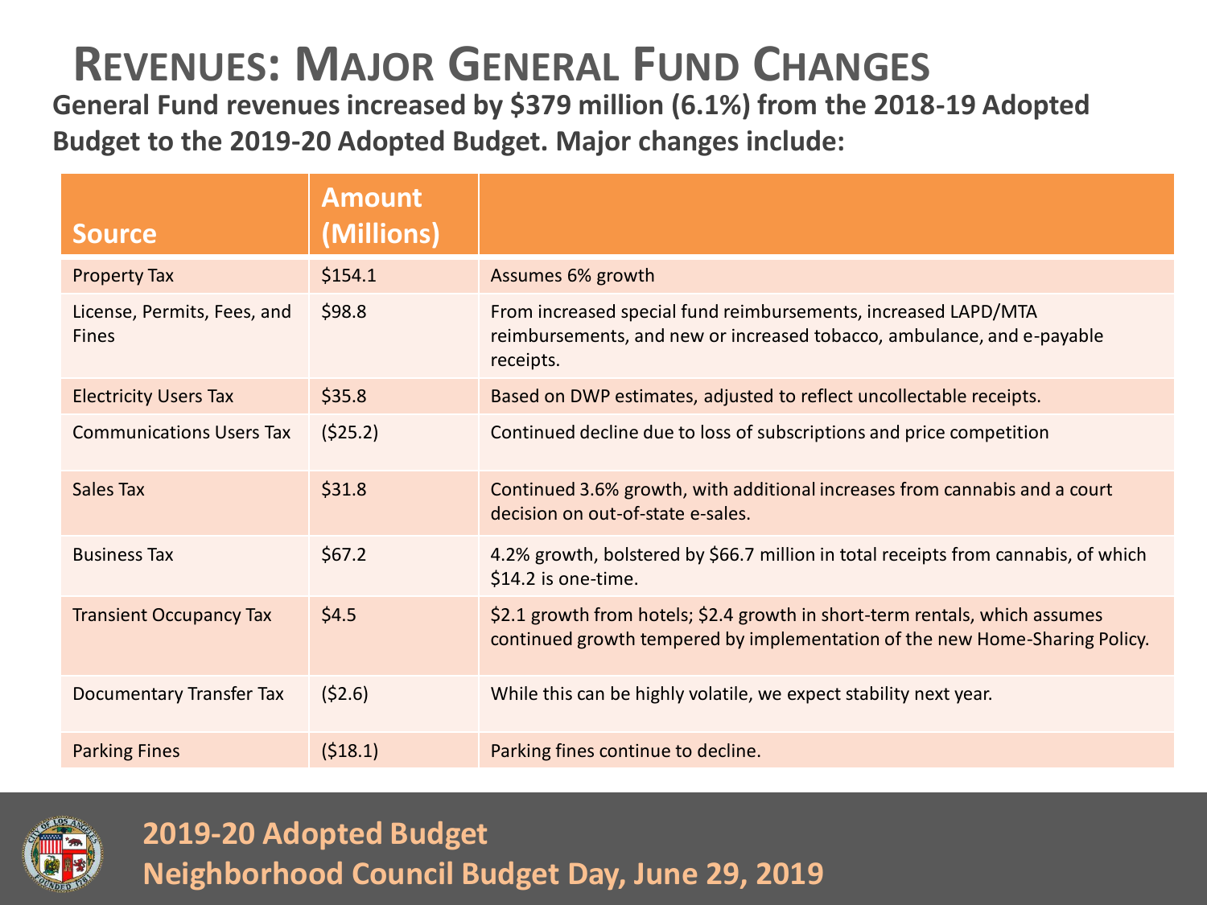# Revenues: Major General Fund Changes

**General Fund revenues increased by $379 million (6.1%) from the 2018-19 Adopted Budget to the 2019-20 Adopted Budget. Major changes include:**

| Source | Amount (Millions) | |
|---|---|---|
| Property Tax | $154.1 | Assumes 6% growth |
| License, Permits, Fees, and Fines | $98.8 | From increased special fund reimbursements, increased LAPD/MTA reimbursements, and new or increased tobacco, ambulance, and e-payable receipts. |
| Electricity Users Tax | $35.8 | Based on DWP estimates, adjusted to reflect uncollectable receipts. |
| Communications Users Tax | ($25.2) | Continued decline due to loss of subscriptions and price competition |
| Sales Tax | $31.8 | Continued 3.6% growth, with additional increases from cannabis and a court decision on out-of-state e-sales. |
| Business Tax | $67.2 | 4.2% growth, bolstered by $66.7 million in total receipts from cannabis, of which $14.2 is one-time. |
| Transient Occupancy Tax | $4.5 | $2.1 growth from hotels; $2.4 growth in short-term rentals, which assumes continued growth tempered by implementation of the new Home-Sharing Policy. |
| Documentary Transfer Tax | ($2.6) | While this can be highly volatile, we expect stability next year. |
| Parking Fines | ($18.1) | Parking fines continue to decline. |

**2019-20 Adopted Budget**
**Neighborhood Council Budget Day, June 29, 2019**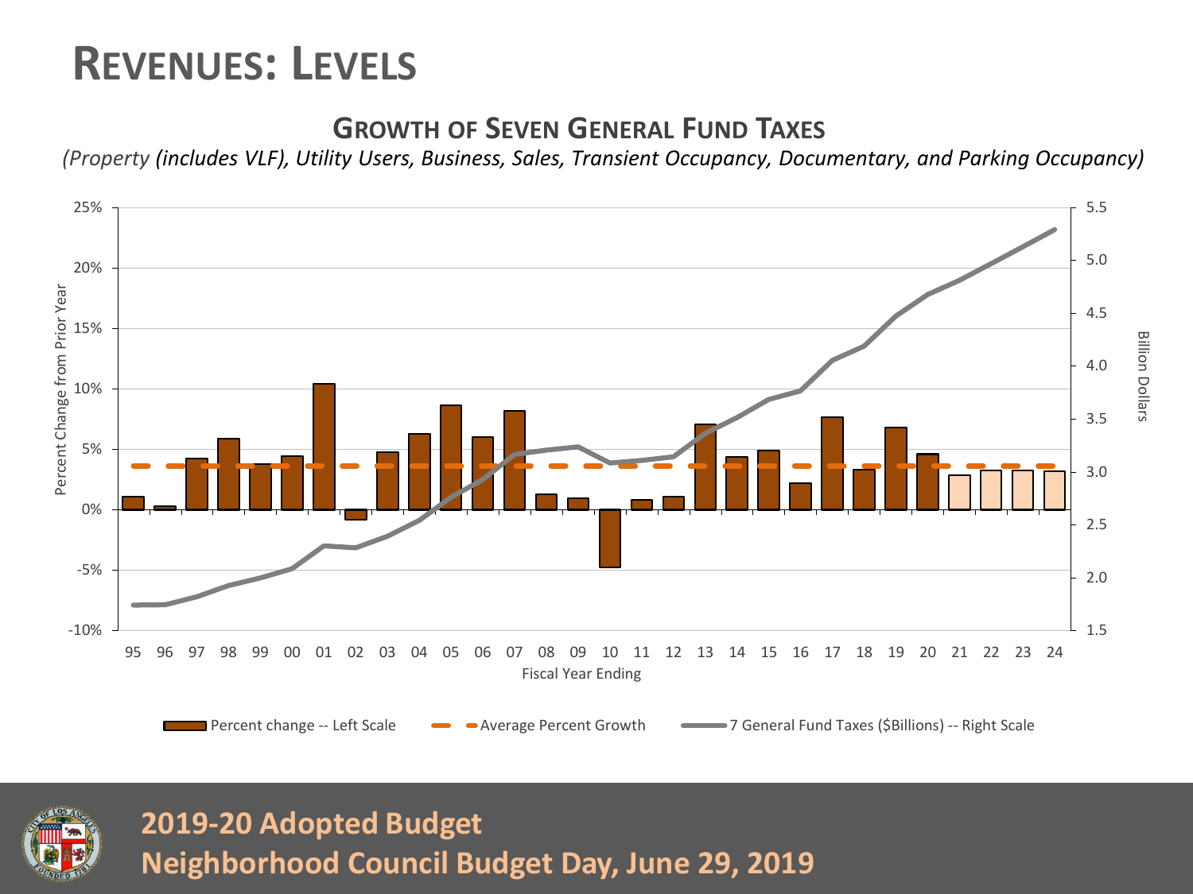# Revenues: Levels

## Growth of Seven General Fund Taxes

*(Property (includes VLF), Utility Users, Business, Sales, Transient Occupancy, Documentary, and Parking Occupancy)*

Percent Change from Prior Year (left scale: -10% to 25%) | Billion Dollars (right scale: 1.5 to 5.5)

Fiscal Year Ending: 95, 96, 97, 98, 99, 00, 01, 02, 03, 04, 05, 06, 07, 08, 09, 10, 11, 12, 13, 14, 15, 16, 17, 18, 19, 20, 21, 22, 23, 24

Legend: Percent change -- Left Scale; Average Percent Growth; 7 General Fund Taxes ($Billions) -- Right Scale

**2019-20 Adopted Budget**
**Neighborhood Council Budget Day, June 29, 2019**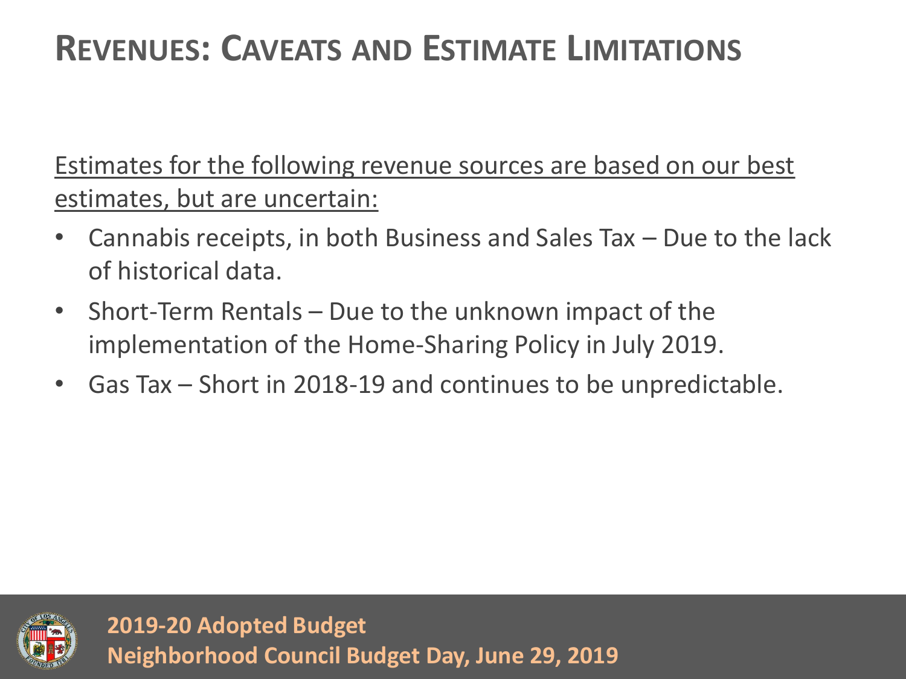# Revenues: Caveats and Estimate Limitations

Estimates for the following revenue sources are based on our best estimates, but are uncertain:

- Cannabis receipts, in both Business and Sales Tax – Due to the lack of historical data.
- Short-Term Rentals – Due to the unknown impact of the implementation of the Home-Sharing Policy in July 2019.
- Gas Tax – Short in 2018-19 and continues to be unpredictable.

**2019-20 Adopted Budget**
**Neighborhood Council Budget Day, June 29, 2019**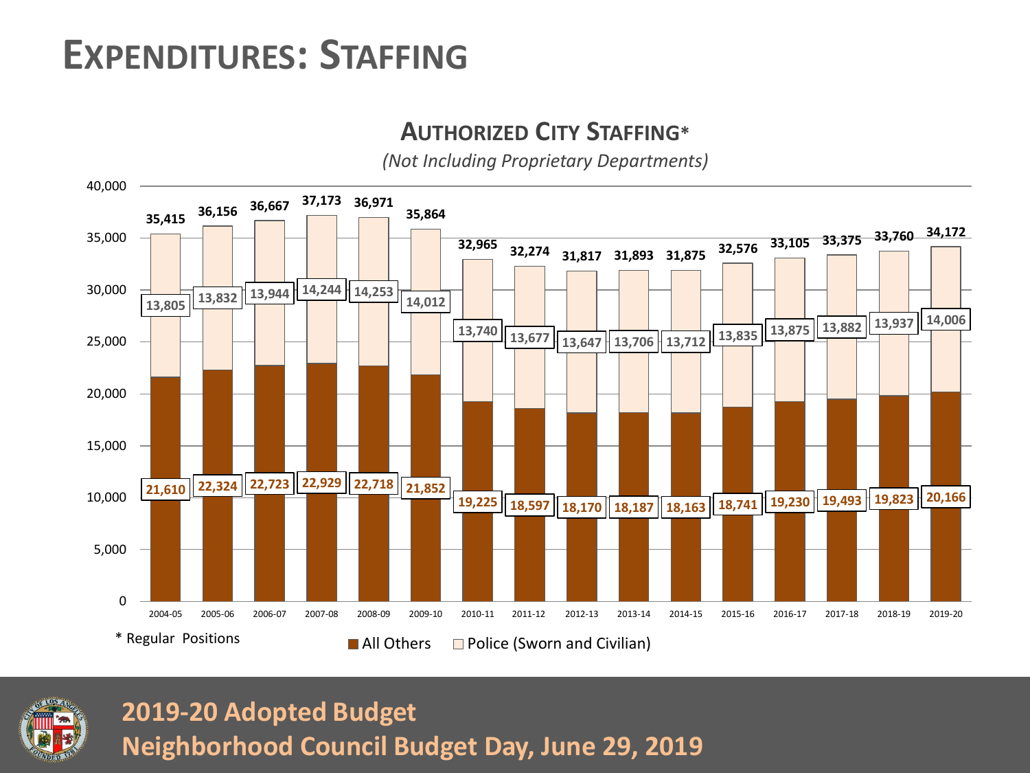# EXPENDITURES: STAFFING

## AUTHORIZED CITY STAFFING*

*(Not Including Proprietary Departments)*

| Fiscal Year | All Others | Police (Sworn and Civilian) | Total |
|---|---|---|---|
| 2004-05 | 21,610 | 13,805 | 35,415 |
| 2005-06 | 22,324 | 13,832 | 36,156 |
| 2006-07 | 22,723 | 13,944 | 36,667 |
| 2007-08 | 22,929 | 14,244 | 37,173 |
| 2008-09 | 22,718 | 14,253 | 36,971 |
| 2009-10 | 21,852 | 14,012 | 35,864 |
| 2010-11 | 19,225 | 13,740 | 32,965 |
| 2011-12 | 18,597 | 13,677 | 32,274 |
| 2012-13 | 18,170 | 13,647 | 31,817 |
| 2013-14 | 18,187 | 13,706 | 31,893 |
| 2014-15 | 18,163 | 13,712 | 31,875 |
| 2015-16 | 18,741 | 13,835 | 32,576 |
| 2016-17 | 19,230 | 13,875 | 33,105 |
| 2017-18 | 19,493 | 13,882 | 33,375 |
| 2018-19 | 19,823 | 13,937 | 33,760 |
| 2019-20 | 20,166 | 14,006 | 34,172 |

\* Regular Positions

**2019-20 Adopted Budget**
**Neighborhood Council Budget Day, June 29, 2019**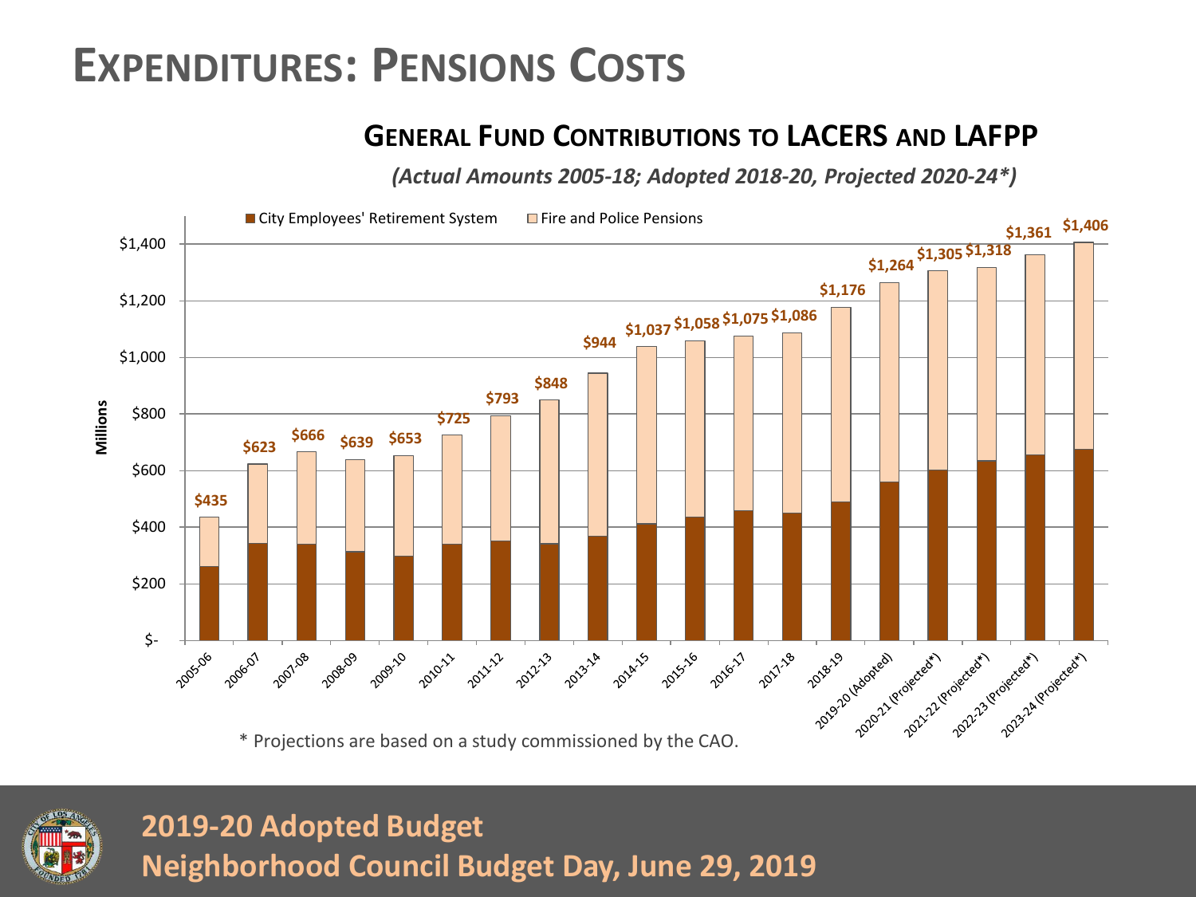# Expenditures: Pensions Costs

## General Fund Contributions to LACERS and LAFPP

*(Actual Amounts 2005-18; Adopted 2018-20, Projected 2020-24\*)*

Legend: City Employees' Retirement System; Fire and Police Pensions

Millions

| Fiscal Year | Total |
|---|---|
| 2005-06 | $435 |
| 2006-07 | $623 |
| 2007-08 | $666 |
| 2008-09 | $639 |
| 2009-10 | $653 |
| 2010-11 | $725 |
| 2011-12 | $793 |
| 2012-13 | $848 |
| 2013-14 | $944 |
| 2014-15 | $1,037 |
| 2015-16 | $1,058 |
| 2016-17 | $1,075 |
| 2017-18 | $1,086 |
| 2018-19 | $1,176 |
| 2019-20 (Adopted) | $1,264 |
| 2020-21 (Projected*) | $1,305 |
| 2021-22 (Projected*) | $1,318 |
| 2022-23 (Projected*) | $1,361 |
| 2023-24 (Projected*) | $1,406 |

\* Projections are based on a study commissioned by the CAO.

**2019-20 Adopted Budget**
**Neighborhood Council Budget Day, June 29, 2019**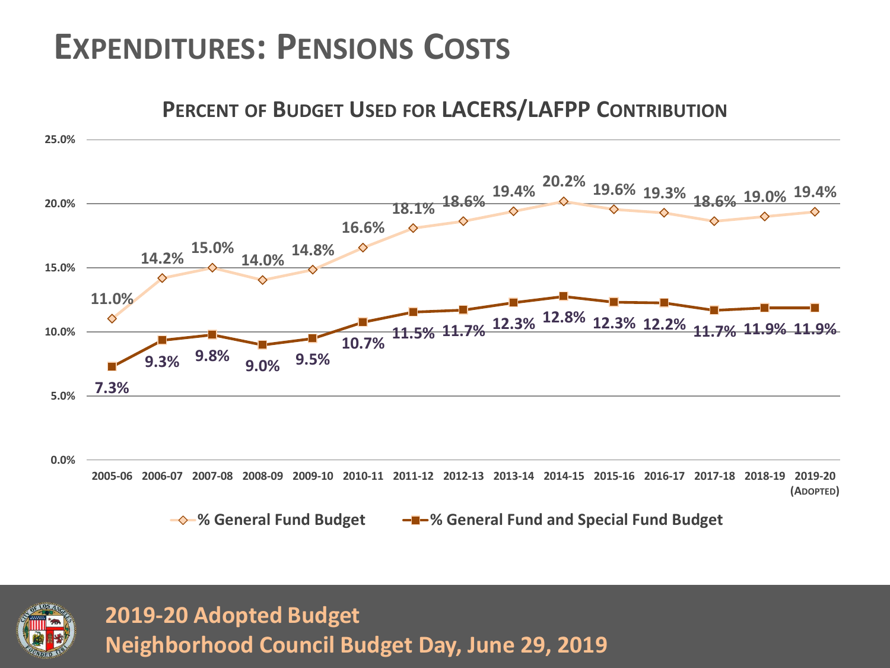# Expenditures: Pensions Costs

## Percent of Budget Used for LACERS/LAFPP Contribution

| Fiscal Year | % General Fund Budget | % General Fund and Special Fund Budget |
|---|---|---|
| 2005-06 | 11.0% | 7.3% |
| 2006-07 | 14.2% | 9.3% |
| 2007-08 | 15.0% | 9.8% |
| 2008-09 | 14.0% | 9.0% |
| 2009-10 | 14.8% | 9.5% |
| 2010-11 | 16.6% | 10.7% |
| 2011-12 | 18.1% | 11.5% |
| 2012-13 | 18.6% | 11.7% |
| 2013-14 | 19.4% | 12.3% |
| 2014-15 | 20.2% | 12.8% |
| 2015-16 | 19.6% | 12.3% |
| 2016-17 | 19.3% | 12.2% |
| 2017-18 | 18.6% | 11.7% |
| 2018-19 | 19.0% | 11.9% |
| 2019-20 (Adopted) | 19.4% | 11.9% |

**2019-20 Adopted Budget**
**Neighborhood Council Budget Day, June 29, 2019**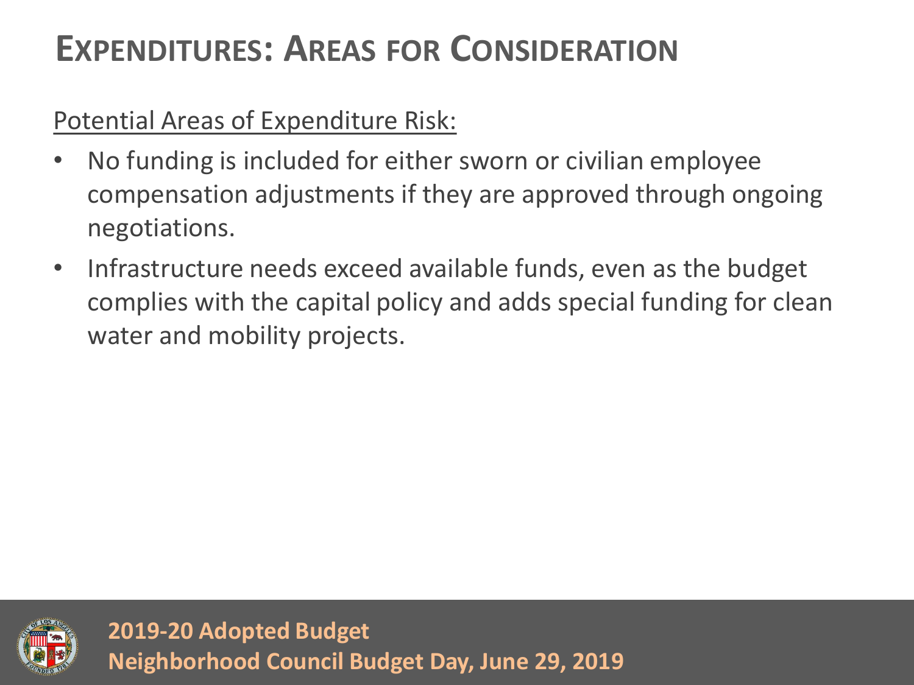# Expenditures: Areas for Consideration

Potential Areas of Expenditure Risk:

- No funding is included for either sworn or civilian employee compensation adjustments if they are approved through ongoing negotiations.
- Infrastructure needs exceed available funds, even as the budget complies with the capital policy and adds special funding for clean water and mobility projects.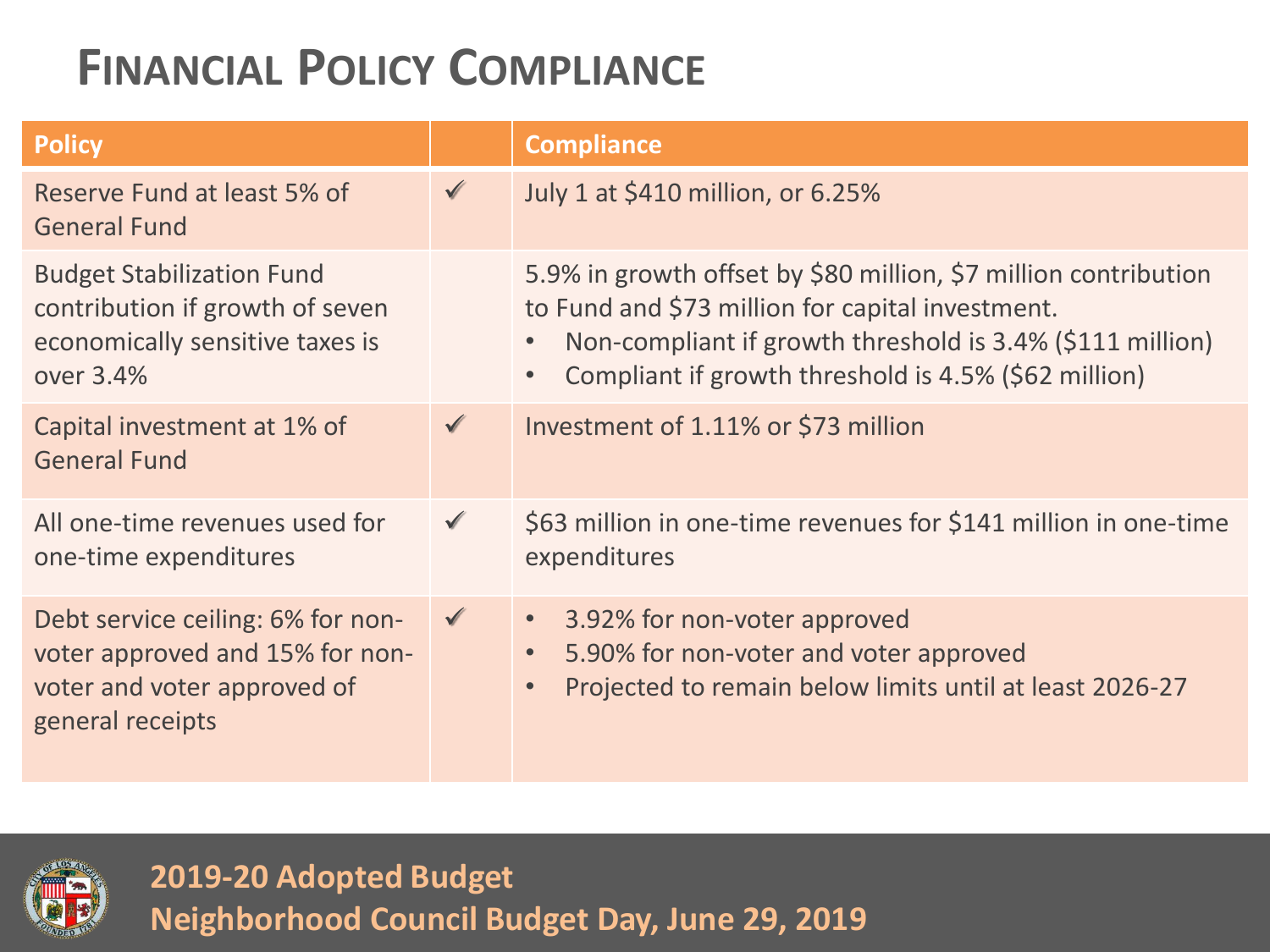# Financial Policy Compliance

| Policy | | Compliance |
|---|---|---|
| Reserve Fund at least 5% of General Fund | ✓ | July 1 at $410 million, or 6.25% |
| Budget Stabilization Fund contribution if growth of seven economically sensitive taxes is over 3.4% | | 5.9% in growth offset by $80 million, $7 million contribution to Fund and $73 million for capital investment.<br>• Non-compliant if growth threshold is 3.4% ($111 million)<br>• Compliant if growth threshold is 4.5% ($62 million) |
| Capital investment at 1% of General Fund | ✓ | Investment of 1.11% or $73 million |
| All one-time revenues used for one-time expenditures | ✓ | $63 million in one-time revenues for $141 million in one-time expenditures |
| Debt service ceiling: 6% for non-voter approved and 15% for non-voter and voter approved of general receipts | ✓ | • 3.92% for non-voter approved<br>• 5.90% for non-voter and voter approved<br>• Projected to remain below limits until at least 2026-27 |

**2019-20 Adopted Budget**
**Neighborhood Council Budget Day, June 29, 2019**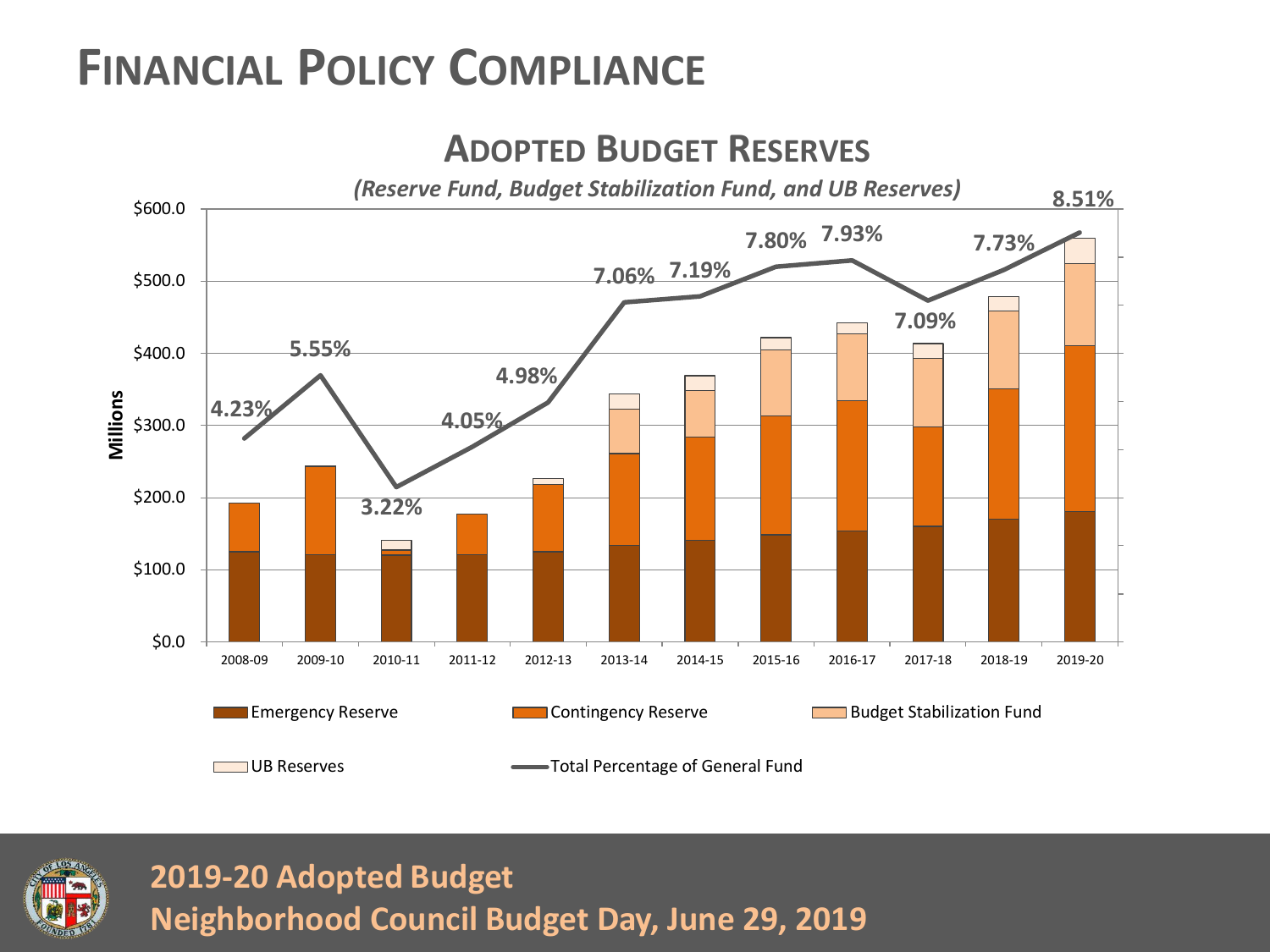# Financial Policy Compliance

## Adopted Budget Reserves

*(Reserve Fund, Budget Stabilization Fund, and UB Reserves)*

| Fiscal Year | Total Percentage of General Fund |
| --- | --- |
| 2008-09 | 4.23% |
| 2009-10 | 5.55% |
| 2010-11 | 3.22% |
| 2011-12 | 4.05% |
| 2012-13 | 4.98% |
| 2013-14 | 7.06% |
| 2014-15 | 7.19% |
| 2015-16 | 7.80% |
| 2016-17 | 7.93% |
| 2017-18 | 7.09% |
| 2018-19 | 7.73% |
| 2019-20 | 8.51% |

Y-axis: Millions ($0.0 – $600.0)

Legend: Emergency Reserve; Contingency Reserve; Budget Stabilization Fund; UB Reserves; Total Percentage of General Fund

**2019-20 Adopted Budget**
**Neighborhood Council Budget Day, June 29, 2019**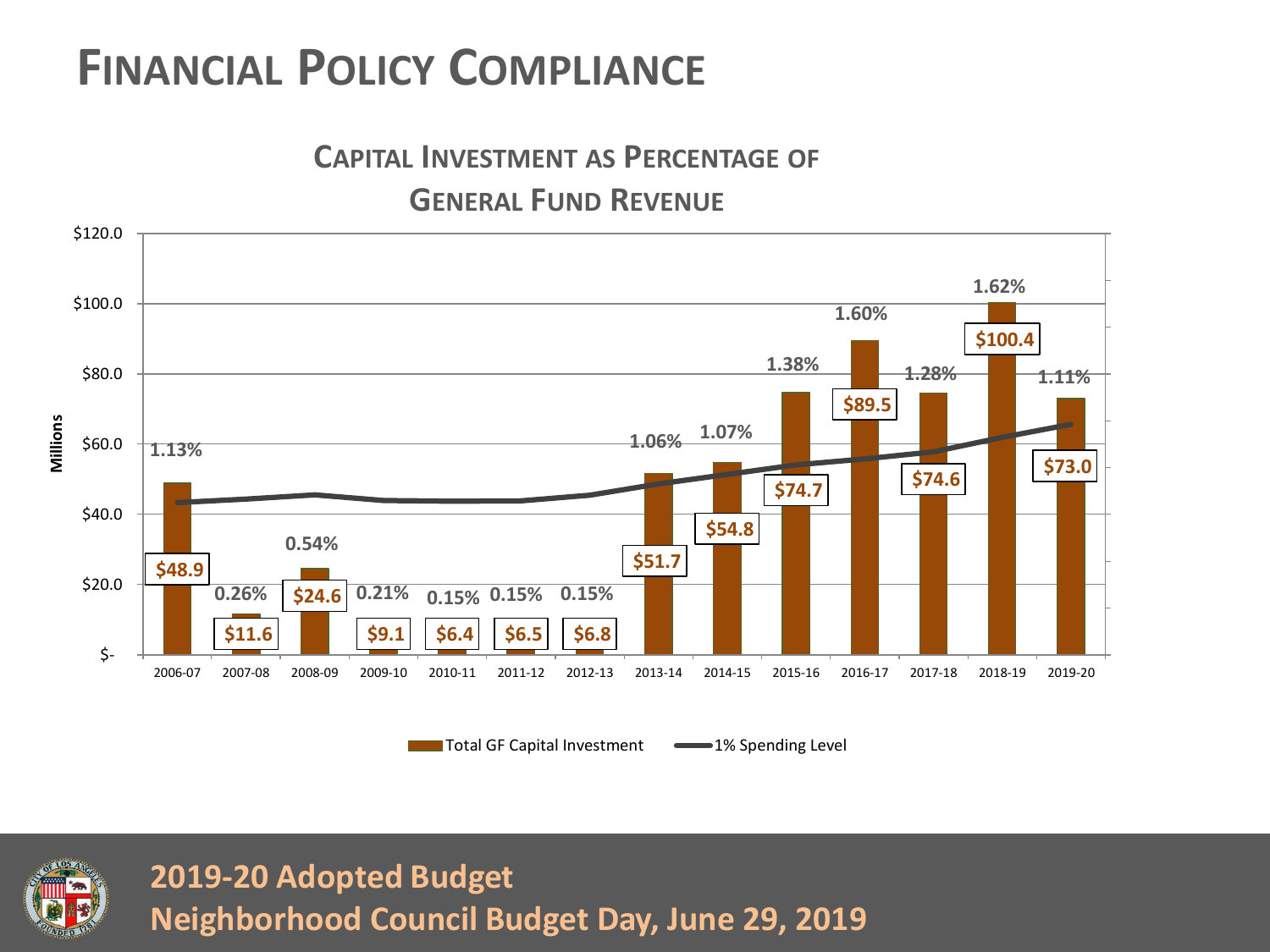# Financial Policy Compliance

## Capital Investment as Percentage of General Fund Revenue

| Fiscal Year | Total GF Capital Investment (Millions) | Percentage of GF Revenue |
|---|---|---|
| 2006-07 | $48.9 | 1.13% |
| 2007-08 | $11.6 | 0.26% |
| 2008-09 | $24.6 | 0.54% |
| 2009-10 | $9.1 | 0.21% |
| 2010-11 | $6.4 | 0.15% |
| 2011-12 | $6.5 | 0.15% |
| 2012-13 | $6.8 | 0.15% |
| 2013-14 | $51.7 | 1.06% |
| 2014-15 | $54.8 | 1.07% |
| 2015-16 | $74.7 | 1.38% |
| 2016-17 | $89.5 | 1.60% |
| 2017-18 | $74.6 | 1.28% |
| 2018-19 | $100.4 | 1.62% |
| 2019-20 | $73.0 | 1.11% |

Legend: Total GF Capital Investment; 1% Spending Level

**2019-20 Adopted Budget**
**Neighborhood Council Budget Day, June 29, 2019**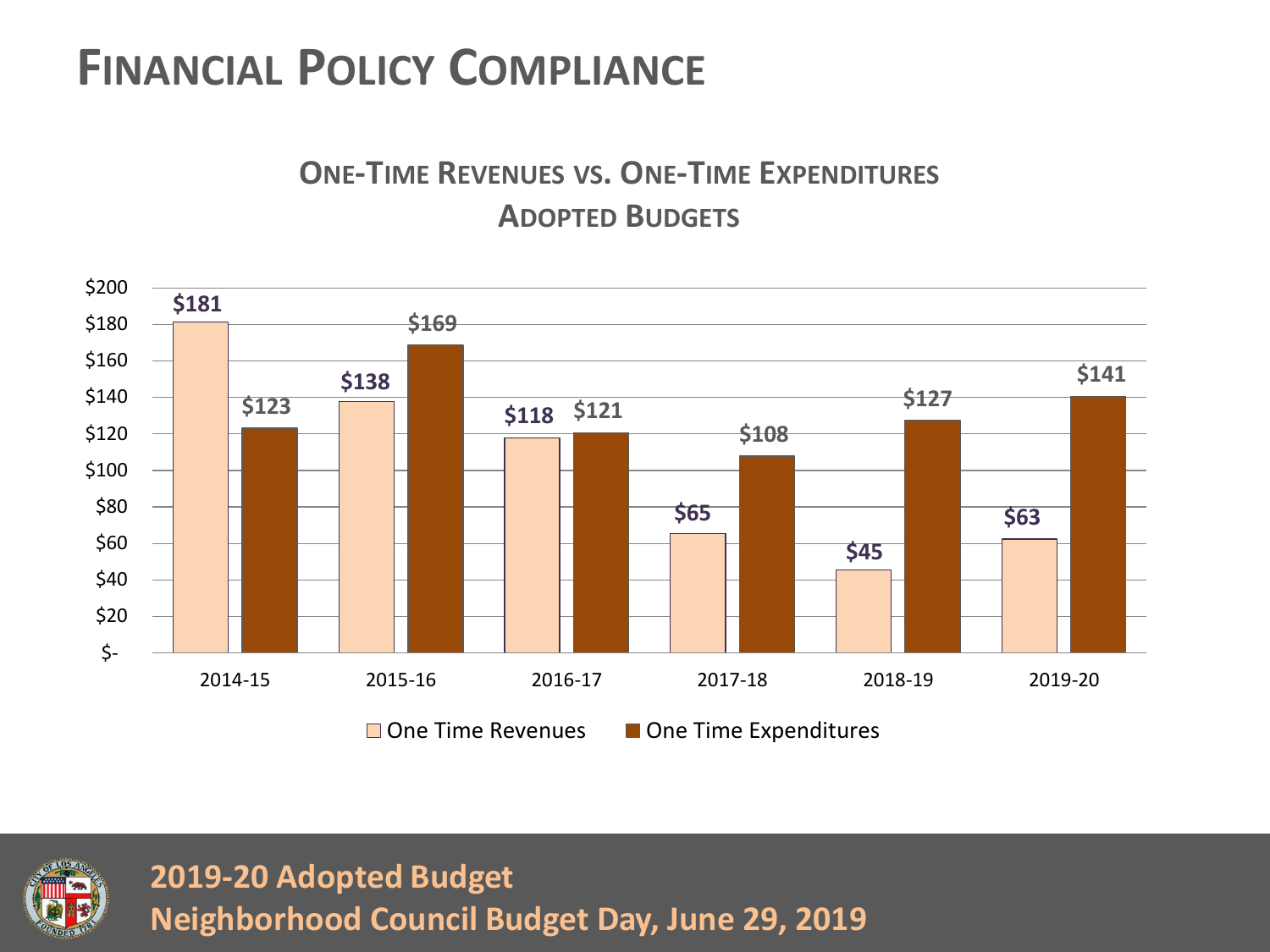# FINANCIAL POLICY COMPLIANCE

## ONE-TIME REVENUES VS. ONE-TIME EXPENDITURES
## ADOPTED BUDGETS

| Fiscal Year | One Time Revenues | One Time Expenditures |
| --- | --- | --- |
| 2014-15 | $181 | $123 |
| 2015-16 | $138 | $169 |
| 2016-17 | $118 | $121 |
| 2017-18 | $65 | $108 |
| 2018-19 | $45 | $127 |
| 2019-20 | $63 | $141 |

**2019-20 Adopted Budget**
**Neighborhood Council Budget Day, June 29, 2019**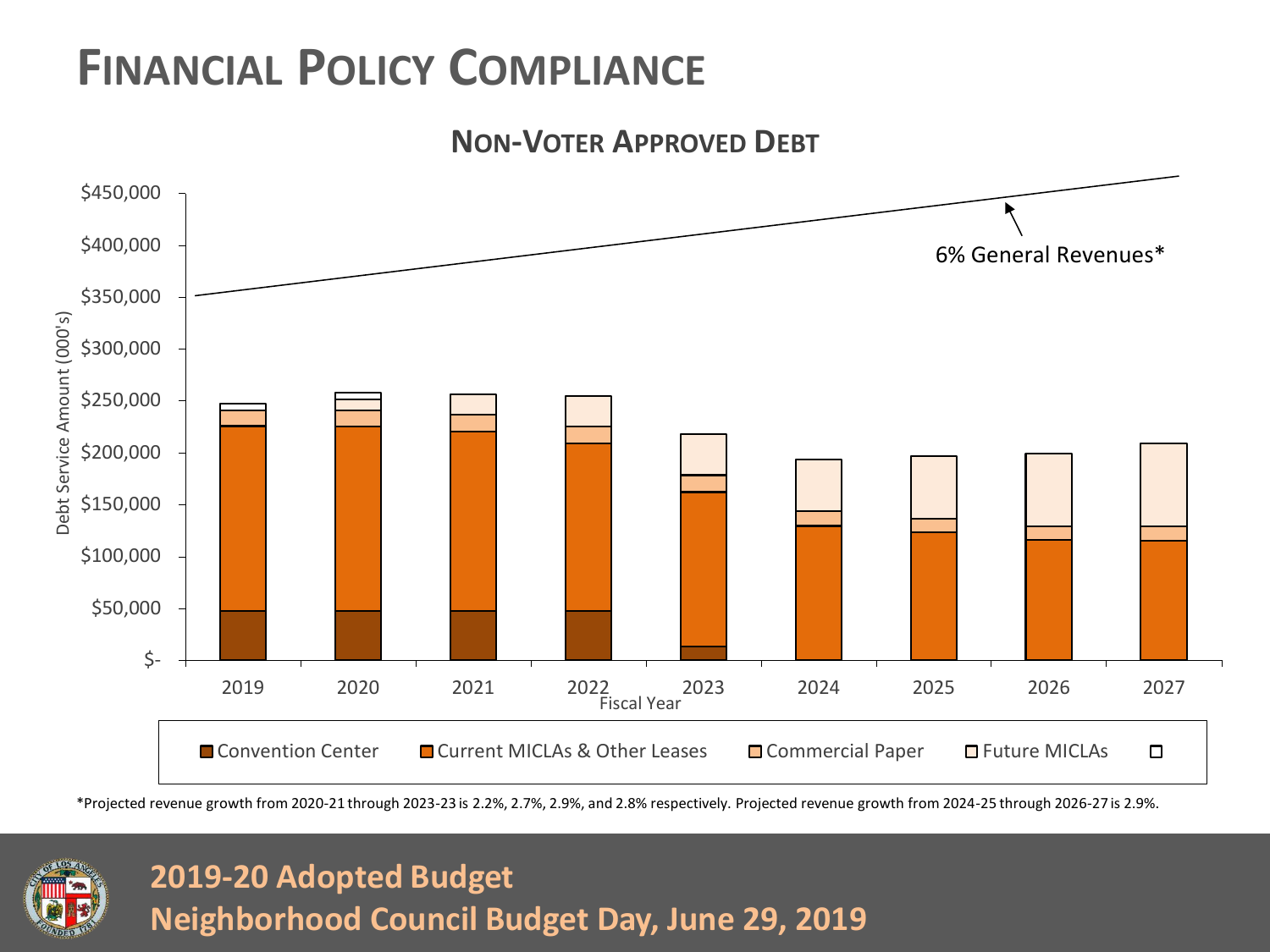# Financial Policy Compliance

## Non-Voter Approved Debt

Debt Service Amount (000's)

$450,000
$400,000
$350,000
$300,000
$250,000
$200,000
$150,000
$100,000
$50,000
$-

6% General Revenues*

Fiscal Year: 2019, 2020, 2021, 2022, 2023, 2024, 2025, 2026, 2027

Convention Center | Current MICLAs & Other Leases | Commercial Paper | Future MICLAs

*Projected revenue growth from 2020-21 through 2023-23 is 2.2%, 2.7%, 2.9%, and 2.8% respectively. Projected revenue growth from 2024-25 through 2026-27 is 2.9%.

**2019-20 Adopted Budget**
**Neighborhood Council Budget Day, June 29, 2019**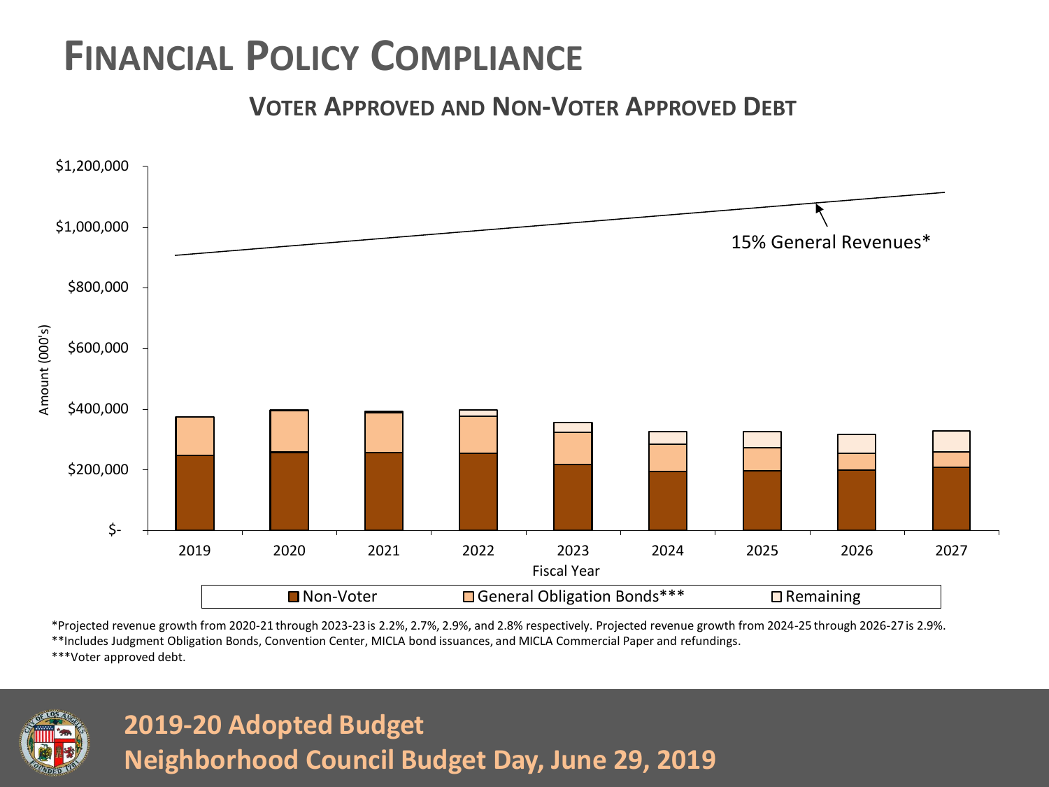# Financial Policy Compliance

## Voter Approved and Non-Voter Approved Debt

$1,200,000
$1,000,000
$800,000
$600,000
$400,000
$200,000
$-

Amount (000's)

15% General Revenues*

2019 2020 2021 2022 2023 2024 2025 2026 2027

Fiscal Year

Non-Voter | General Obligation Bonds*** | Remaining

*Projected revenue growth from 2020-21 through 2023-23 is 2.2%, 2.7%, 2.9%, and 2.8% respectively. Projected revenue growth from 2024-25 through 2026-27 is 2.9%.

**Includes Judgment Obligation Bonds, Convention Center, MICLA bond issuances, and MICLA Commercial Paper and refundings.

***Voter approved debt.

**2019-20 Adopted Budget**
**Neighborhood Council Budget Day, June 29, 2019**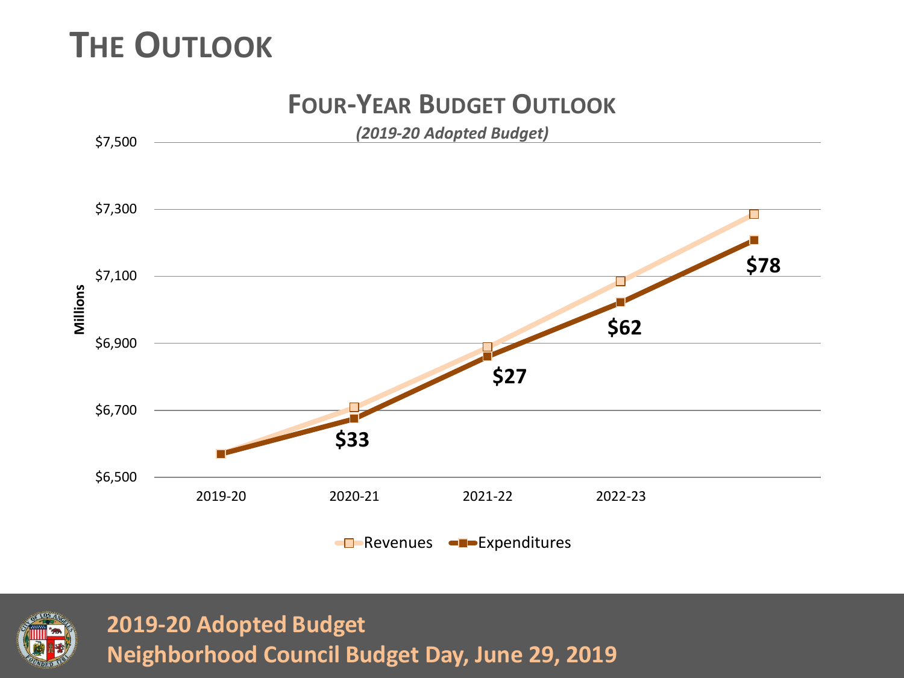# THE OUTLOOK

## FOUR-YEAR BUDGET OUTLOOK

*(2019-20 Adopted Budget)*

Millions

$7,500
$7,300
$7,100
$6,900
$6,700
$6,500

2019-20 | 2020-21 | 2021-22 | 2022-23

**$33** **$27** **$62** **$78**

Revenues Expenditures

2019-20 Adopted Budget
Neighborhood Council Budget Day, June 29, 2019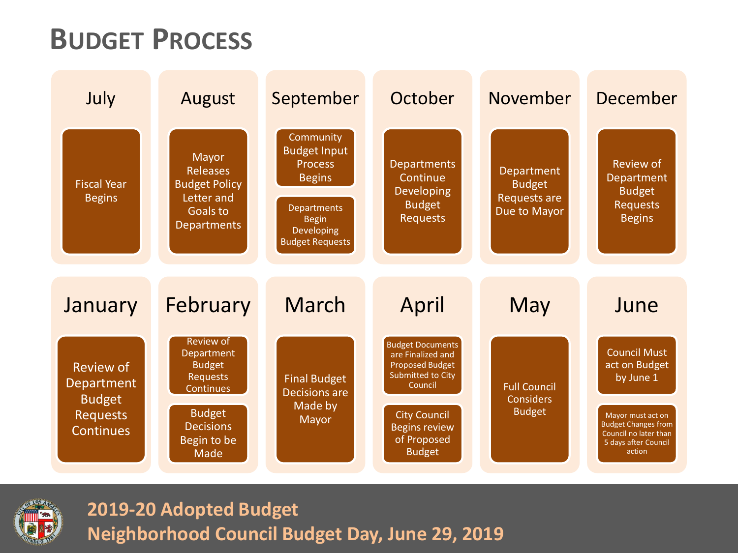# Budget Process

## July

- Fiscal Year Begins

## August

- Mayor Releases Budget Policy Letter and Goals to Departments

## September

- Community Budget Input Process Begins
- Departments Begin Developing Budget Requests

## October

- Departments Continue Developing Budget Requests

## November

- Department Budget Requests are Due to Mayor

## December

- Review of Department Budget Requests Begins

## January

- Review of Department Budget Requests Continues

## February

- Review of Department Budget Requests Continues
- Budget Decisions Begin to be Made

## March

- Final Budget Decisions are Made by Mayor

## April

- Budget Documents are Finalized and Proposed Budget Submitted to City Council
- City Council Begins review of Proposed Budget

## May

- Full Council Considers Budget

## June

- Council Must act on Budget by June 1
- Mayor must act on Budget Changes from Council no later than 5 days after Council action

**2019-20 Adopted Budget**
**Neighborhood Council Budget Day, June 29, 2019**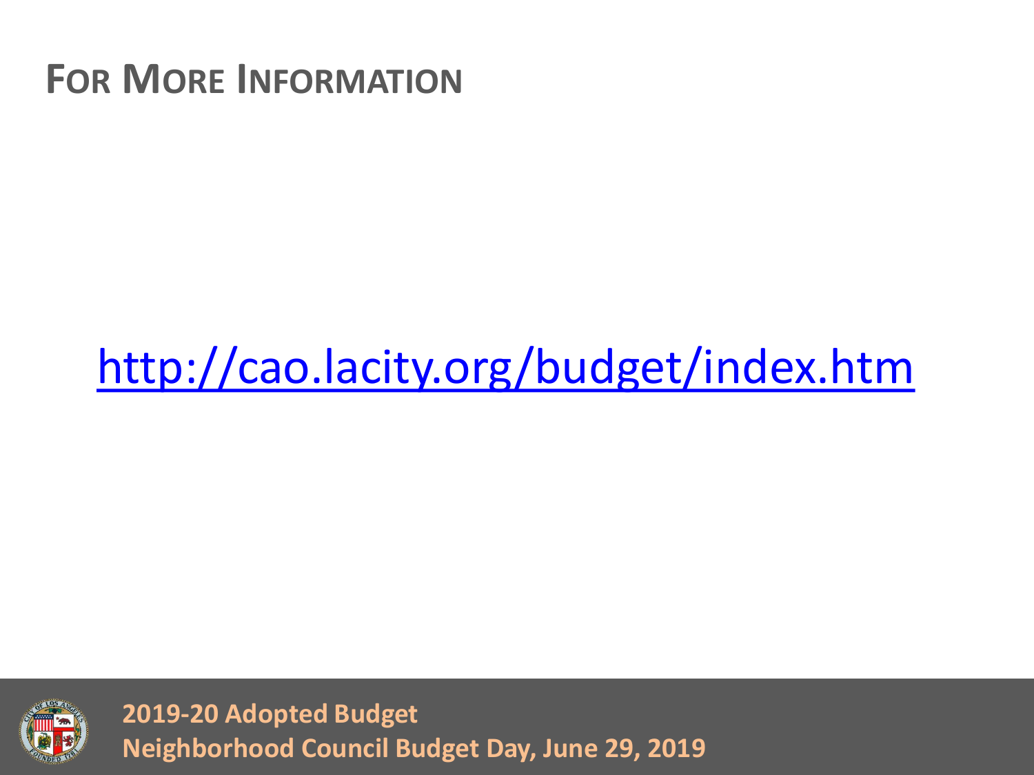# For More Information

http://cao.lacity.org/budget/index.htm